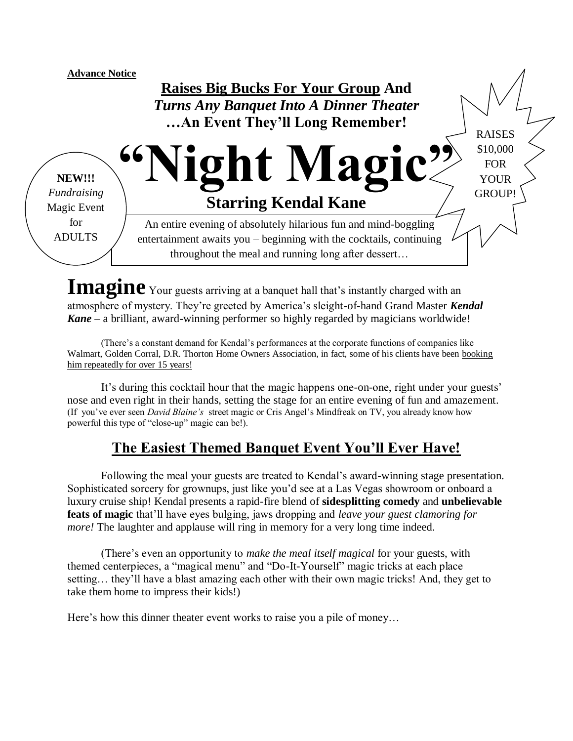**Advance Notice**

**Raises Big Bucks For Your Group And**
***Turns Any Banquet Into A Dinner Theater***
**…An Event They'll Long Remember!**

**NEW!!!**
*Fundraising*
Magic Event
for
ADULTS

# "Night Magic"

## Starring Kendal Kane

RAISES $10,000 FOR YOUR GROUP!

An entire evening of absolutely hilarious fun and mind-boggling entertainment awaits you – beginning with the cocktails, continuing throughout the meal and running long after dessert…

**Imagine** Your guests arriving at a banquet hall that's instantly charged with an atmosphere of mystery. They're greeted by America's sleight-of-hand Grand Master ***Kendal Kane*** – a brilliant, award-winning performer so highly regarded by magicians worldwide!

(There's a constant demand for Kendal's performances at the corporate functions of companies like Walmart, Golden Corral, D.R. Thorton Home Owners Association, in fact, some of his clients have been booking him repeatedly for over 15 years!

It's during this cocktail hour that the magic happens one-on-one, right under your guests' nose and even right in their hands, setting the stage for an entire evening of fun and amazement. (If you've ever seen *David Blaine's* street magic or Cris Angel's Mindfreak on TV, you already know how powerful this type of "close-up" magic can be!).

## The Easiest Themed Banquet Event You'll Ever Have!

Following the meal your guests are treated to Kendal's award-winning stage presentation. Sophisticated sorcery for grownups, just like you'd see at a Las Vegas showroom or onboard a luxury cruise ship! Kendal presents a rapid-fire blend of **sidesplitting comedy** and **unbelievable feats of magic** that'll have eyes bulging, jaws dropping and *leave your guest clamoring for more!* The laughter and applause will ring in memory for a very long time indeed.

(There's even an opportunity to *make the meal itself magical* for your guests, with themed centerpieces, a "magical menu" and "Do-It-Yourself" magic tricks at each place setting… they'll have a blast amazing each other with their own magic tricks! And, they get to take them home to impress their kids!)

Here's how this dinner theater event works to raise you a pile of money…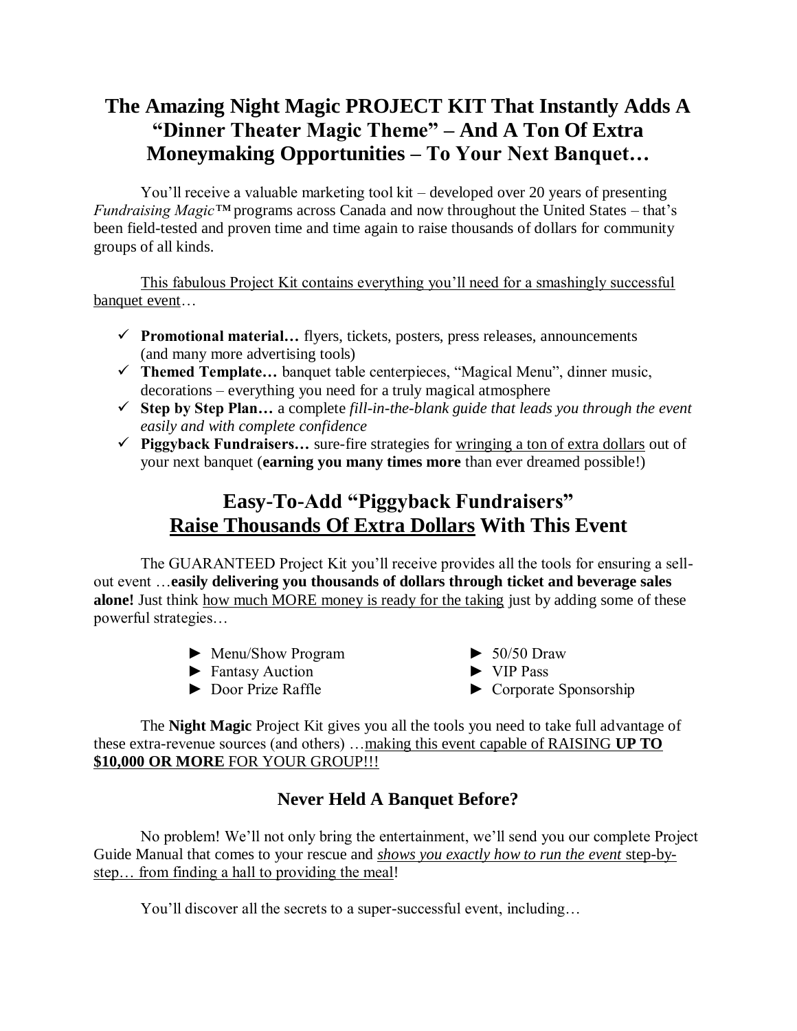## The Amazing Night Magic PROJECT KIT That Instantly Adds A "Dinner Theater Magic Theme" – And A Ton Of Extra Moneymaking Opportunities – To Your Next Banquet…

You'll receive a valuable marketing tool kit – developed over 20 years of presenting *Fundraising Magic™* programs across Canada and now throughout the United States – that's been field-tested and proven time and time again to raise thousands of dollars for community groups of all kinds.

<u>This fabulous Project Kit contains everything you'll need for a smashingly successful banquet event</u>…

- ✓ **Promotional material…** flyers, tickets, posters, press releases, announcements (and many more advertising tools)
- ✓ **Themed Template…** banquet table centerpieces, "Magical Menu", dinner music, decorations – everything you need for a truly magical atmosphere
- ✓ **Step by Step Plan…** a complete *fill-in-the-blank guide that leads you through the event easily and with complete confidence*
- ✓ **Piggyback Fundraisers…** sure-fire strategies for <u>wringing a ton of extra dollars</u> out of your next banquet (**earning you many times more** than ever dreamed possible!)

## Easy-To-Add "Piggyback Fundraisers" <u>Raise Thousands Of Extra Dollars</u> With This Event

The GUARANTEED Project Kit you'll receive provides all the tools for ensuring a sell-out event …**easily delivering you thousands of dollars through ticket and beverage sales alone!** Just think <u>how much MORE money is ready for the taking</u> just by adding some of these powerful strategies…

- ► Menu/Show Program
- ► Fantasy Auction
- ► Door Prize Raffle
- ► 50/50 Draw
- ► VIP Pass
- ► Corporate Sponsorship

The **Night Magic** Project Kit gives you all the tools you need to take full advantage of these extra-revenue sources (and others) …<u>making this event capable of RAISING **UP TO $10,000 OR MORE** FOR YOUR GROUP!!!</u>

### Never Held A Banquet Before?

No problem! We'll not only bring the entertainment, we'll send you our complete Project Guide Manual that comes to your rescue and <u>*shows you exactly how to run the event* step-by-step… from finding a hall to providing the meal</u>!

You'll discover all the secrets to a super-successful event, including…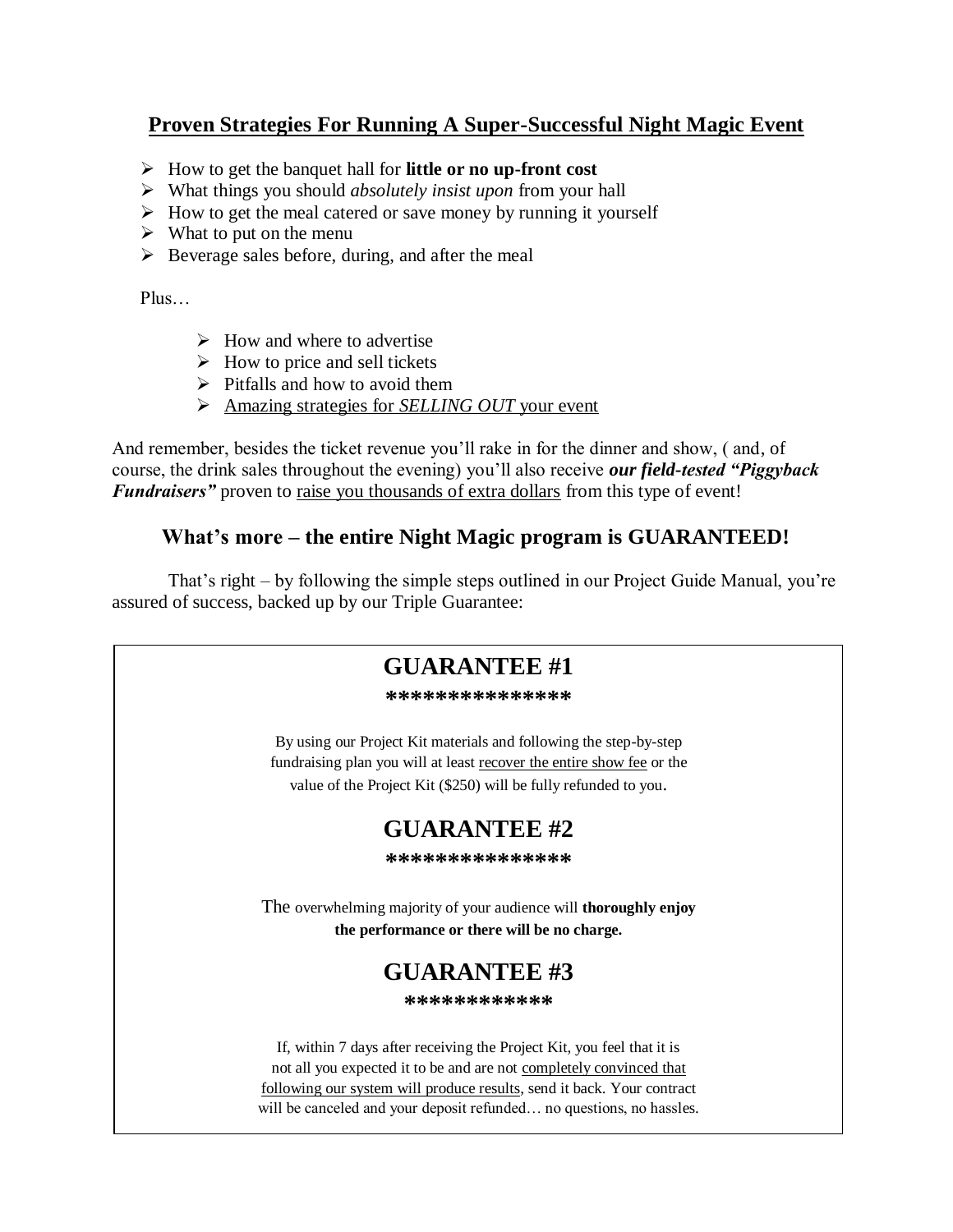## <u>Proven Strategies For Running A Super-Successful Night Magic Event</u>

- How to get the banquet hall for **little or no up-front cost**
- What things you should *absolutely insist upon* from your hall
- How to get the meal catered or save money by running it yourself
- What to put on the menu
- Beverage sales before, during, and after the meal

Plus…

- How and where to advertise
- How to price and sell tickets
- Pitfalls and how to avoid them
- <u>Amazing strategies for *SELLING OUT* your event</u>

And remember, besides the ticket revenue you'll rake in for the dinner and show, ( and, of course, the drink sales throughout the evening) you'll also receive ***our field-tested "Piggyback Fundraisers"*** proven to <u>raise you thousands of extra dollars</u> from this type of event!

### What's more – the entire Night Magic program is GUARANTEED!

That's right – by following the simple steps outlined in our Project Guide Manual, you're assured of success, backed up by our Triple Guarantee:

## GUARANTEE #1

***************

By using our Project Kit materials and following the step-by-step fundraising plan you will at least <u>recover the entire show fee</u> or the value of the Project Kit ($250) will be fully refunded to you.

## GUARANTEE #2

***************

The overwhelming majority of your audience will **thoroughly enjoy the performance or there will be no charge.**

## GUARANTEE #3

************

If, within 7 days after receiving the Project Kit, you feel that it is not all you expected it to be and are not <u>completely convinced that following our system will produce results</u>, send it back. Your contract will be canceled and your deposit refunded… no questions, no hassles.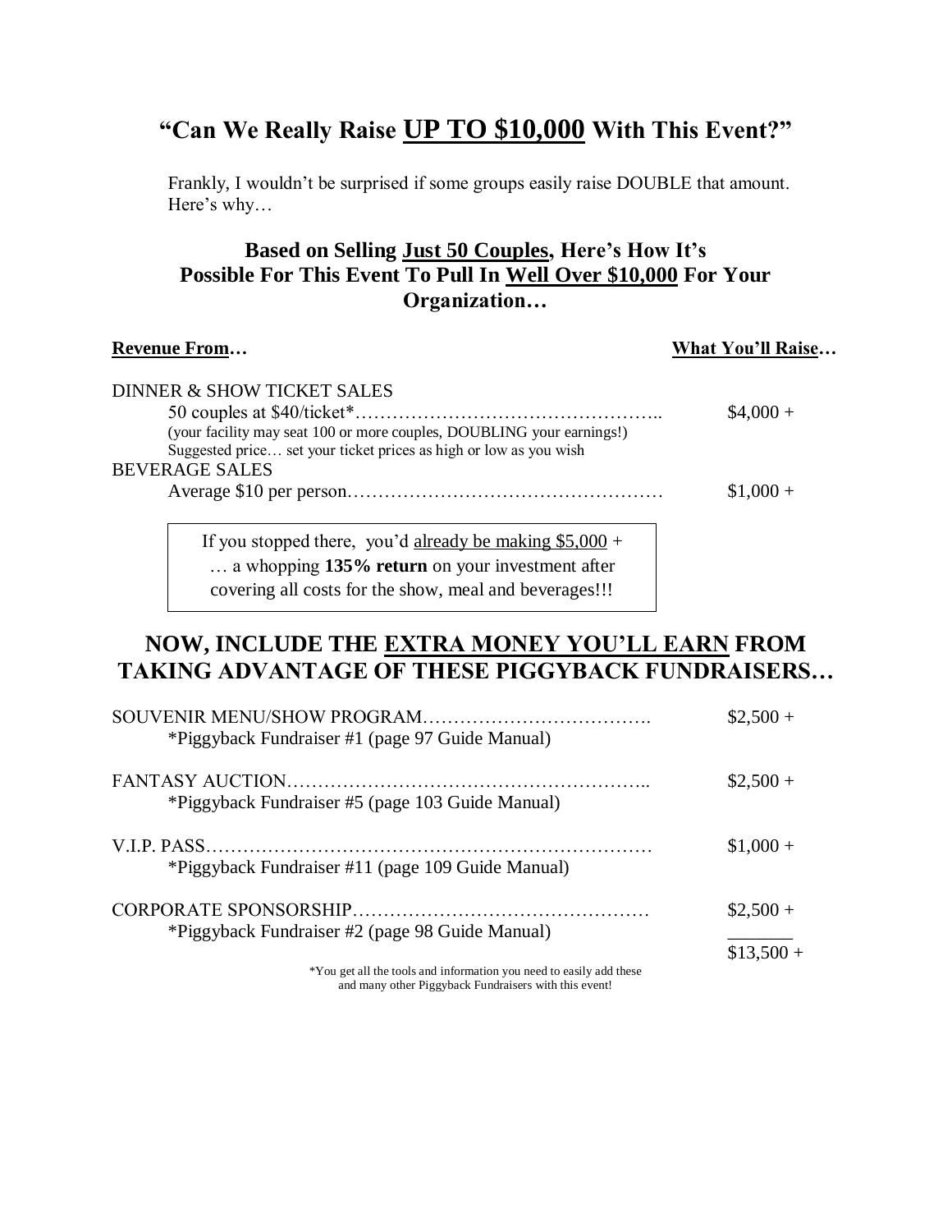## “Can We Really Raise <u>UP TO $10,000</u> With This Event?”

Frankly, I wouldn’t be surprised if some groups easily raise DOUBLE that amount. Here’s why…

### Based on Selling <u>Just 50 Couples</u>, Here’s How It’s Possible For This Event To Pull In <u>Well Over $10,000</u> For Your Organization…

| **<u>Revenue From</u>…** | **<u>What You’ll Raise</u>…** |
|---|---|
| DINNER & SHOW TICKET SALES | |
| 50 couples at $40/ticket*………………………………………….. | $4,000 + |
| (your facility may seat 100 or more couples, DOUBLING your earnings!) Suggested price… set your ticket prices as high or low as you wish | |
| BEVERAGE SALES | |
| Average $10 per person…………………………………………… | $1,000 + |

> If you stopped there, you’d <u>already be making $5,000</u> + … a whopping **135% return** on your investment after covering all costs for the show, meal and beverages!!!

## NOW, INCLUDE THE <u>EXTRA MONEY YOU’LL EARN</u> FROM TAKING ADVANTAGE OF THESE PIGGYBACK FUNDRAISERS…

| | |
|---|---|
| SOUVENIR MENU/SHOW PROGRAM……………………………….<br>*Piggyback Fundraiser #1 (page 97 Guide Manual) | $2,500 + |
| FANTASY AUCTION………………………………………………..<br>*Piggyback Fundraiser #5 (page 103 Guide Manual) | $2,500 + |
| V.I.P. PASS……………………………………………………………<br>*Piggyback Fundraiser #11 (page 109 Guide Manual) | $1,000 + |
| CORPORATE SPONSORSHIP…………………………………………<br>*Piggyback Fundraiser #2 (page 98 Guide Manual) | $2,500 + |
| | $13,500 + |

*You get all the tools and information you need to easily add these and many other Piggyback Fundraisers with this event!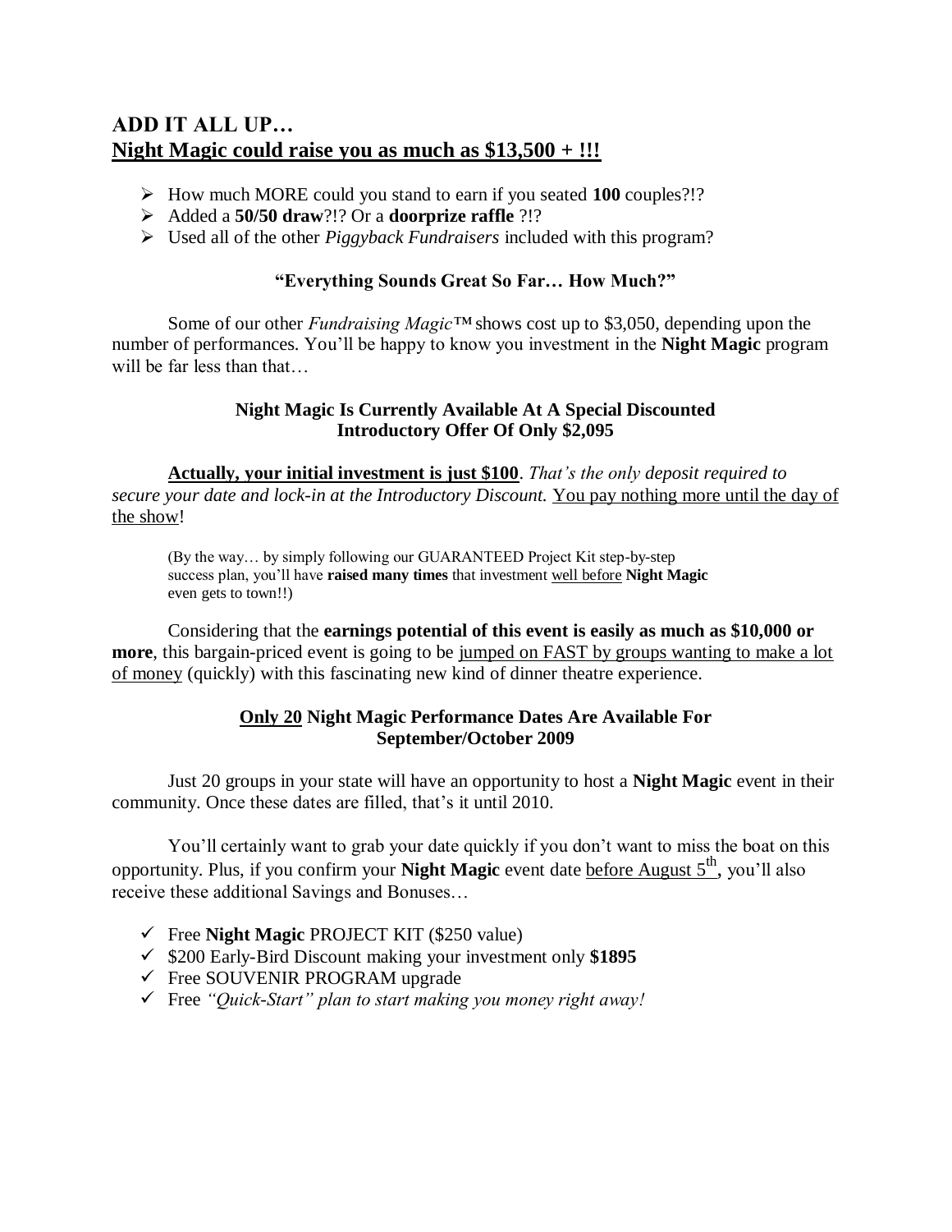## ADD IT ALL UP…
## <u>Night Magic could raise you as much as $13,500 + !!!</u>

- How much MORE could you stand to earn if you seated **100** couples?!?
- Added a **50/50 draw**?!? Or a **doorprize raffle** ?!?
- Used all of the other *Piggyback Fundraisers* included with this program?

**"Everything Sounds Great So Far… How Much?"**

Some of our other *Fundraising Magic™* shows cost up to $3,050, depending upon the number of performances. You'll be happy to know you investment in the **Night Magic** program will be far less than that…

**Night Magic Is Currently Available At A Special Discounted Introductory Offer Of Only $2,095**

<u>**Actually, your initial investment is just $100**</u>. *That's the only deposit required to secure your date and lock-in at the Introductory Discount.* <u>You pay nothing more until the day of the show</u>!

> (By the way… by simply following our GUARANTEED Project Kit step-by-step success plan, you'll have **raised many times** that investment <u>well before</u> **Night Magic** even gets to town!!)

Considering that the **earnings potential of this event is easily as much as $10,000 or more**, this bargain-priced event is going to be <u>jumped on FAST by groups wanting to make a lot of money</u> (quickly) with this fascinating new kind of dinner theatre experience.

**<u>Only 20</u> Night Magic Performance Dates Are Available For September/October 2009**

Just 20 groups in your state will have an opportunity to host a **Night Magic** event in their community. Once these dates are filled, that's it until 2010.

You'll certainly want to grab your date quickly if you don't want to miss the boat on this opportunity. Plus, if you confirm your **Night Magic** event date <u>before August 5th</u>, you'll also receive these additional Savings and Bonuses…

- ✓ Free **Night Magic** PROJECT KIT ($250 value)
- ✓ $200 Early-Bird Discount making your investment only **$1895**
- ✓ Free SOUVENIR PROGRAM upgrade
- ✓ Free *"Quick-Start" plan to start making you money right away!*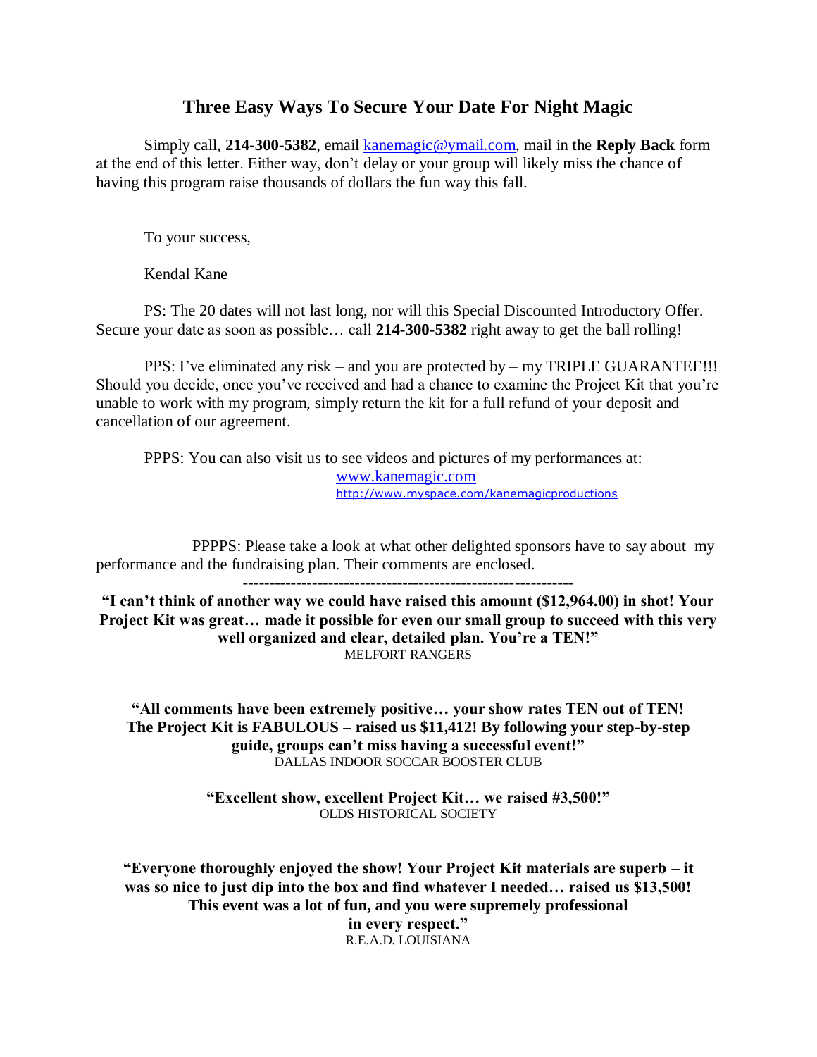## Three Easy Ways To Secure Your Date For Night Magic

Simply call, **214-300-5382**, email kanemagic@ymail.com, mail in the **Reply Back** form at the end of this letter. Either way, don't delay or your group will likely miss the chance of having this program raise thousands of dollars the fun way this fall.

To your success,

Kendal Kane

PS: The 20 dates will not last long, nor will this Special Discounted Introductory Offer. Secure your date as soon as possible… call **214-300-5382** right away to get the ball rolling!

PPS: I've eliminated any risk – and you are protected by – my TRIPLE GUARANTEE!!! Should you decide, once you've received and had a chance to examine the Project Kit that you're unable to work with my program, simply return the kit for a full refund of your deposit and cancellation of our agreement.

PPPS: You can also visit us to see videos and pictures of my performances at:
www.kanemagic.com
http://www.myspace.com/kanemagicproductions

PPPPS: Please take a look at what other delighted sponsors have to say about my performance and the fundraising plan. Their comments are enclosed.

---

**"I can't think of another way we could have raised this amount ($12,964.00) in shot! Your Project Kit was great… made it possible for even our small group to succeed with this very well organized and clear, detailed plan. You're a TEN!"**
MELFORT RANGERS

**"All comments have been extremely positive… your show rates TEN out of TEN! The Project Kit is FABULOUS – raised us $11,412! By following your step-by-step guide, groups can't miss having a successful event!"**
DALLAS INDOOR SOCCAR BOOSTER CLUB

**"Excellent show, excellent Project Kit… we raised #3,500!"**
OLDS HISTORICAL SOCIETY

**"Everyone thoroughly enjoyed the show! Your Project Kit materials are superb – it was so nice to just dip into the box and find whatever I needed… raised us $13,500! This event was a lot of fun, and you were supremely professional in every respect."**
R.E.A.D. LOUISIANA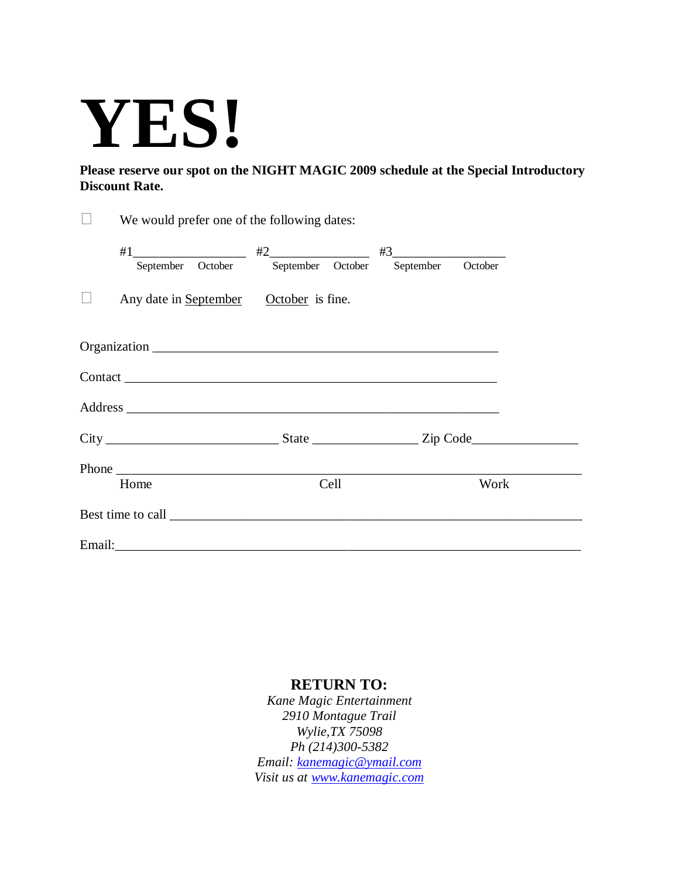# YES!

**Please reserve our spot on the NIGHT MAGIC 2009 schedule at the Special Introductory Discount Rate.**

☐ We would prefer one of the following dates:

#1________________ #2________________ #3________________
September October September October September October

☐ Any date in September October is fine.

Organization ______________________________________________________

Contact __________________________________________________________

Address __________________________________________________________

City ________________________ State ______________ Zip Code______________

Phone ____________________________________________________________
Home Cell Work

Best time to call ____________________________________________________

Email:____________________________________________________________

**RETURN TO:**

*Kane Magic Entertainment*
*2910 Montague Trail*
*Wylie,TX 75098*
*Ph (214)300-5382*
*Email: kanemagic@ymail.com*
*Visit us at www.kanemagic.com*